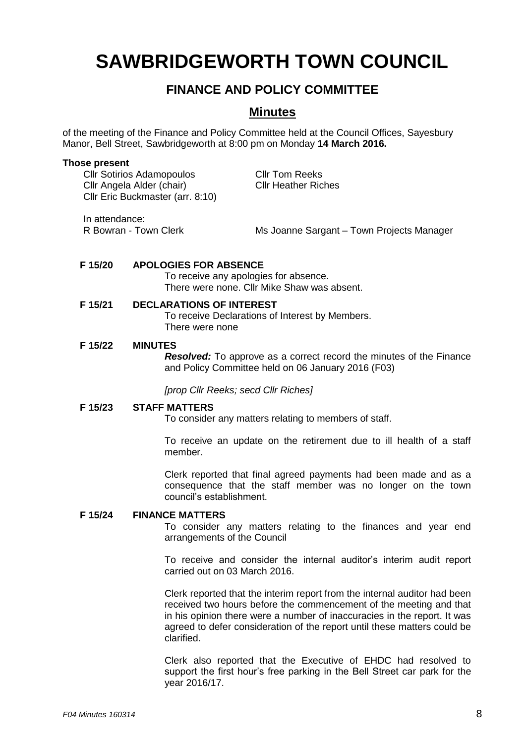# SAWBRIDGEWORTH TOWN COUNCIL

## FINANCE AND POLICY COMMITTEE

## Minutes

of the meeting of the Finance and Policy Committee held at the Council Offices, Sayesbury Manor, Bell Street, Sawbridgeworth at 8:00 pm on Monday **14 March 2016.**

**Those present**

Cllr Sotirios Adamopoulos
Cllr Angela Alder (chair)
Cllr Eric Buckmaster (arr. 8:10)
Cllr Tom Reeks
Cllr Heather Riches

In attendance:
R Bowran - Town Clerk
Ms Joanne Sargant – Town Projects Manager

**F 15/20 APOLOGIES FOR ABSENCE**

To receive any apologies for absence.
There were none. Cllr Mike Shaw was absent.

**F 15/21 DECLARATIONS OF INTEREST**

To receive Declarations of Interest by Members.
There were none

**F 15/22 MINUTES**

***Resolved:*** To approve as a correct record the minutes of the Finance and Policy Committee held on 06 January 2016 (F03)

*[prop Cllr Reeks; secd Cllr Riches]*

**F 15/23 STAFF MATTERS**

To consider any matters relating to members of staff.

To receive an update on the retirement due to ill health of a staff member.

Clerk reported that final agreed payments had been made and as a consequence that the staff member was no longer on the town council's establishment.

**F 15/24 FINANCE MATTERS**

To consider any matters relating to the finances and year end arrangements of the Council

To receive and consider the internal auditor's interim audit report carried out on 03 March 2016.

Clerk reported that the interim report from the internal auditor had been received two hours before the commencement of the meeting and that in his opinion there were a number of inaccuracies in the report. It was agreed to defer consideration of the report until these matters could be clarified.

Clerk also reported that the Executive of EHDC had resolved to support the first hour's free parking in the Bell Street car park for the year 2016/17.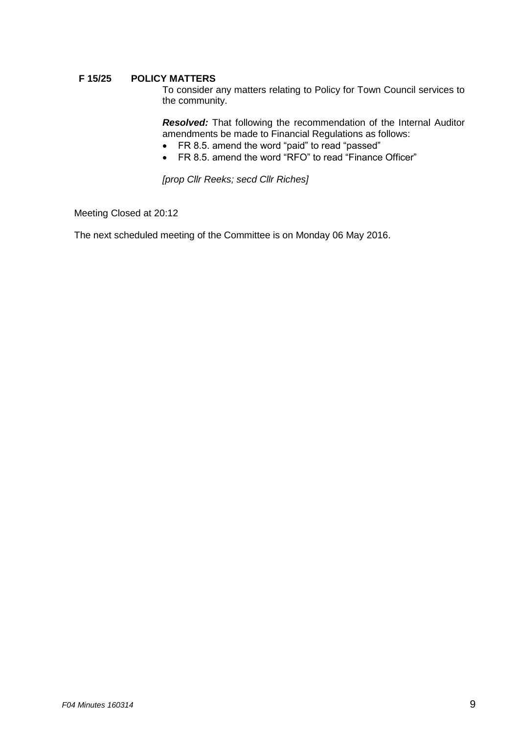**F 15/25 POLICY MATTERS**

To consider any matters relating to Policy for Town Council services to the community.

***Resolved:*** That following the recommendation of the Internal Auditor amendments be made to Financial Regulations as follows:

- FR 8.5. amend the word “paid” to read “passed”
- FR 8.5. amend the word “RFO” to read “Finance Officer”

*[prop Cllr Reeks; secd Cllr Riches]*

Meeting Closed at 20:12

The next scheduled meeting of the Committee is on Monday 06 May 2016.